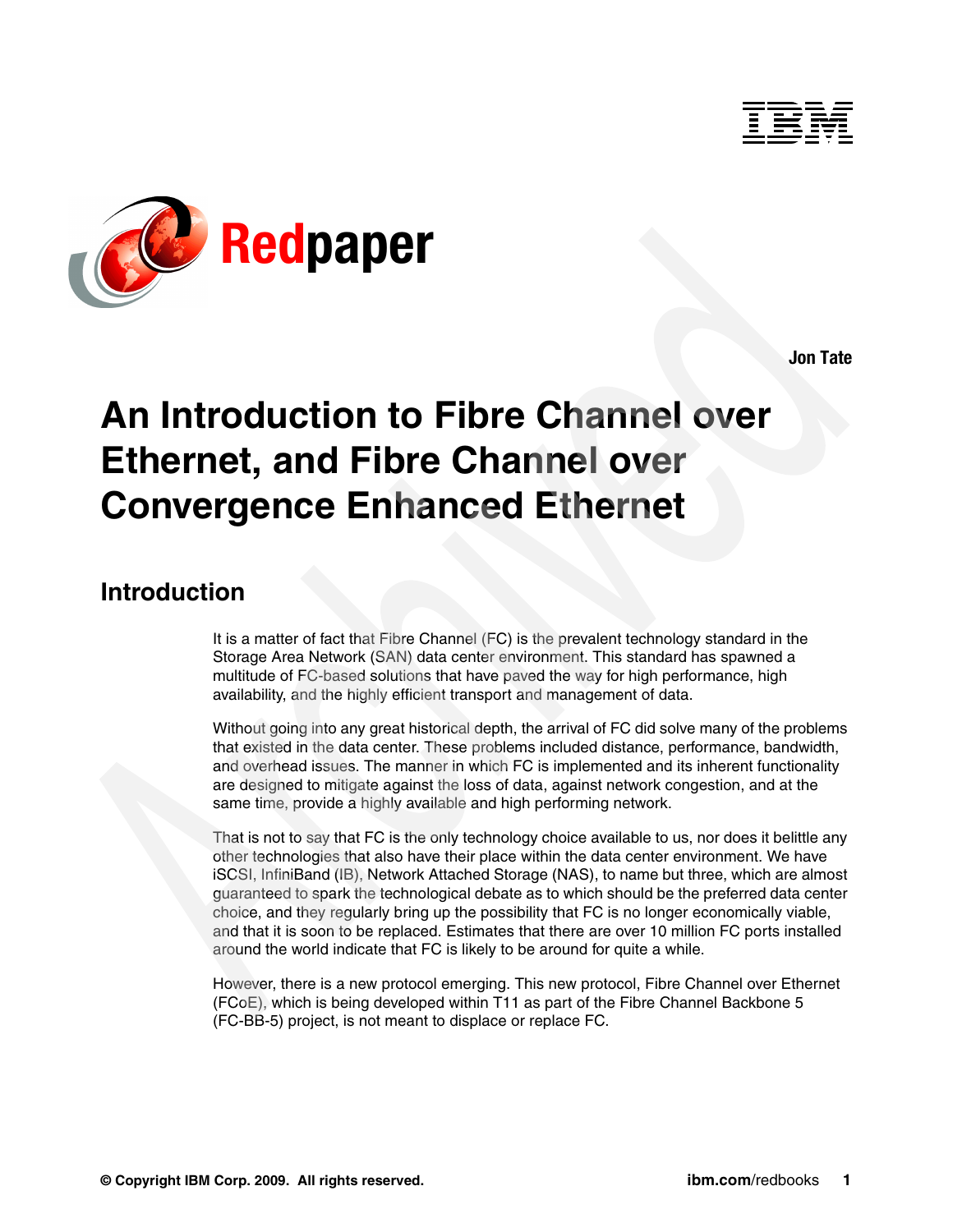Redpaper

**Jon Tate**

# An Introduction to Fibre Channel over Ethernet, and Fibre Channel over Convergence Enhanced Ethernet

## Introduction

It is a matter of fact that Fibre Channel (FC) is the prevalent technology standard in the Storage Area Network (SAN) data center environment. This standard has spawned a multitude of FC-based solutions that have paved the way for high performance, high availability, and the highly efficient transport and management of data.

Without going into any great historical depth, the arrival of FC did solve many of the problems that existed in the data center. These problems included distance, performance, bandwidth, and overhead issues. The manner in which FC is implemented and its inherent functionality are designed to mitigate against the loss of data, against network congestion, and at the same time, provide a highly available and high performing network.

That is not to say that FC is the only technology choice available to us, nor does it belittle any other technologies that also have their place within the data center environment. We have iSCSI, InfiniBand (IB), Network Attached Storage (NAS), to name but three, which are almost guaranteed to spark the technological debate as to which should be the preferred data center choice, and they regularly bring up the possibility that FC is no longer economically viable, and that it is soon to be replaced. Estimates that there are over 10 million FC ports installed around the world indicate that FC is likely to be around for quite a while.

However, there is a new protocol emerging. This new protocol, Fibre Channel over Ethernet (FCoE), which is being developed within T11 as part of the Fibre Channel Backbone 5 (FC-BB-5) project, is not meant to displace or replace FC.

© Copyright IBM Corp. 2009. All rights reserved.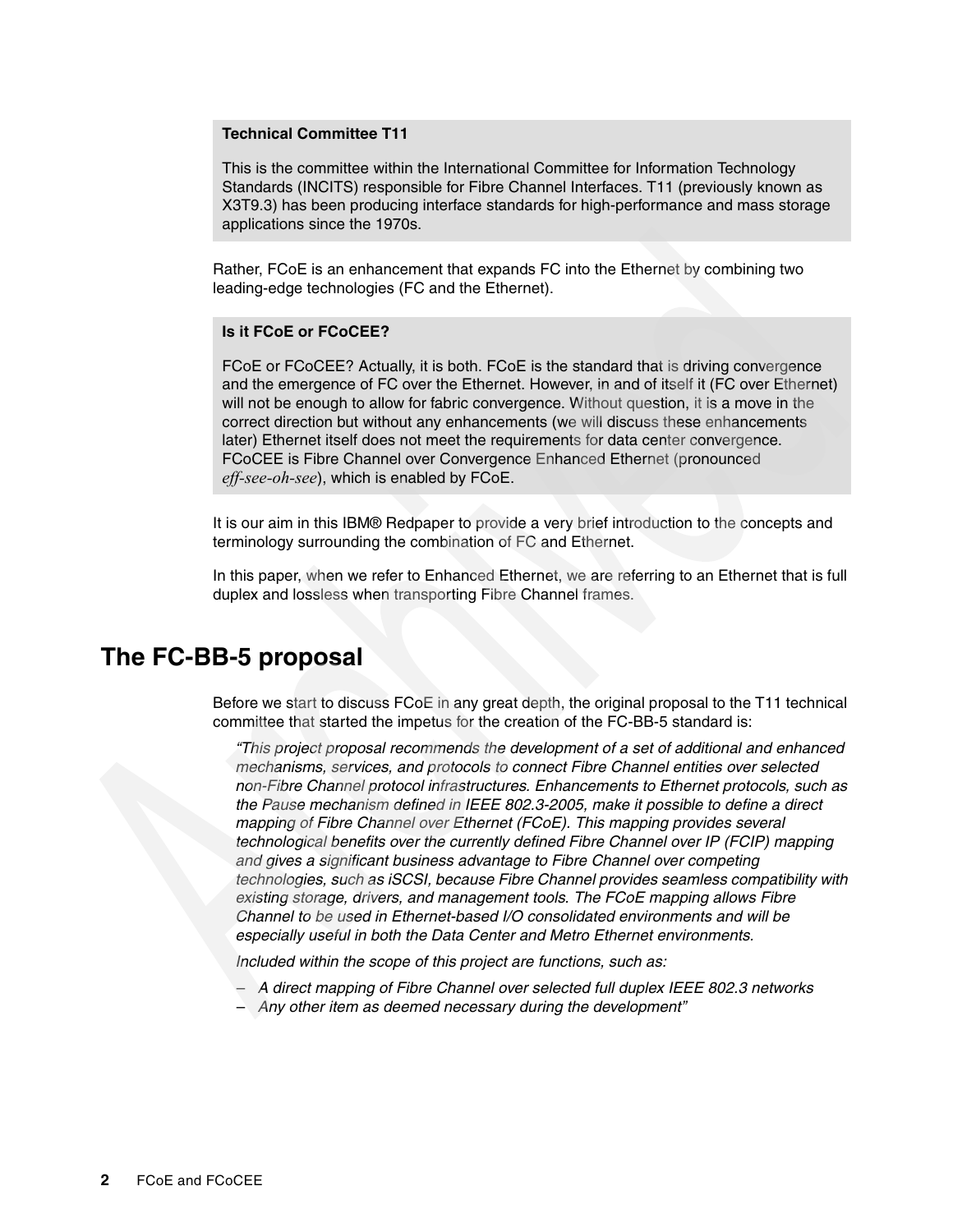**Technical Committee T11**

This is the committee within the International Committee for Information Technology Standards (INCITS) responsible for Fibre Channel Interfaces. T11 (previously known as X3T9.3) has been producing interface standards for high-performance and mass storage applications since the 1970s.

Rather, FCoE is an enhancement that expands FC into the Ethernet by combining two leading-edge technologies (FC and the Ethernet).

**Is it FCoE or FCoCEE?**

FCoE or FCoCEE? Actually, it is both. FCoE is the standard that is driving convergence and the emergence of FC over the Ethernet. However, in and of itself it (FC over Ethernet) will not be enough to allow for fabric convergence. Without question, it is a move in the correct direction but without any enhancements (we will discuss these enhancements later) Ethernet itself does not meet the requirements for data center convergence. FCoCEE is Fibre Channel over Convergence Enhanced Ethernet (pronounced *eff-see-oh-see*), which is enabled by FCoE.

It is our aim in this IBM® Redpaper to provide a very brief introduction to the concepts and terminology surrounding the combination of FC and Ethernet.

In this paper, when we refer to Enhanced Ethernet, we are referring to an Ethernet that is full duplex and lossless when transporting Fibre Channel frames.

## The FC-BB-5 proposal

Before we start to discuss FCoE in any great depth, the original proposal to the T11 technical committee that started the impetus for the creation of the FC-BB-5 standard is:

*"This project proposal recommends the development of a set of additional and enhanced mechanisms, services, and protocols to connect Fibre Channel entities over selected non-Fibre Channel protocol infrastructures. Enhancements to Ethernet protocols, such as the Pause mechanism defined in IEEE 802.3-2005, make it possible to define a direct mapping of Fibre Channel over Ethernet (FCoE). This mapping provides several technological benefits over the currently defined Fibre Channel over IP (FCIP) mapping and gives a significant business advantage to Fibre Channel over competing technologies, such as iSCSI, because Fibre Channel provides seamless compatibility with existing storage, drivers, and management tools. The FCoE mapping allows Fibre Channel to be used in Ethernet-based I/O consolidated environments and will be especially useful in both the Data Center and Metro Ethernet environments.*

*Included within the scope of this project are functions, such as:*

- *A direct mapping of Fibre Channel over selected full duplex IEEE 802.3 networks*
- *Any other item as deemed necessary during the development"*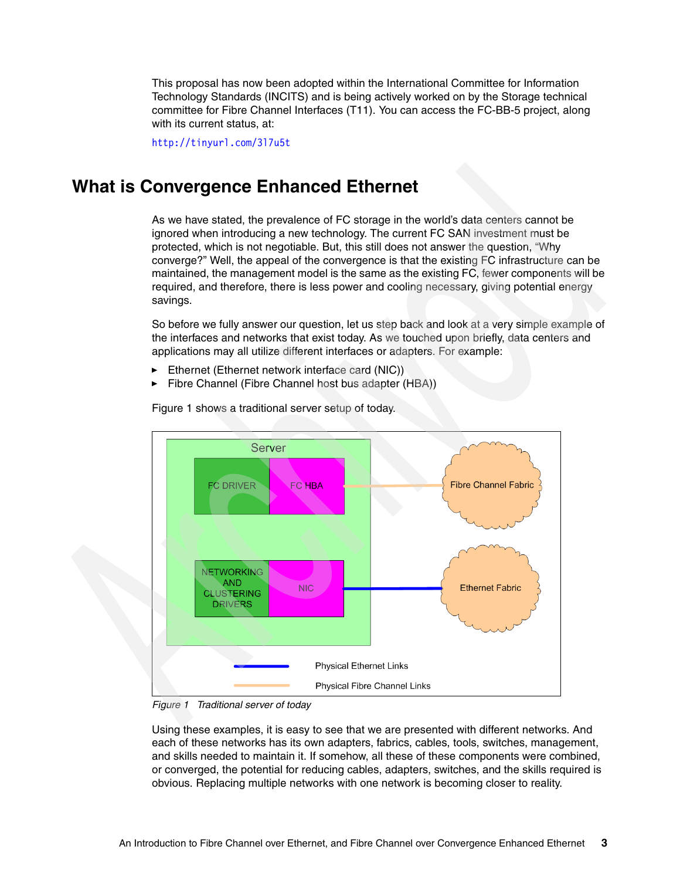This proposal has now been adopted within the International Committee for Information Technology Standards (INCITS) and is being actively worked on by the Storage technical committee for Fibre Channel Interfaces (T11). You can access the FC-BB-5 project, along with its current status, at:

http://tinyurl.com/3l7u5t

## What is Convergence Enhanced Ethernet

As we have stated, the prevalence of FC storage in the world's data centers cannot be ignored when introducing a new technology. The current FC SAN investment must be protected, which is not negotiable. But, this still does not answer the question, "Why converge?" Well, the appeal of the convergence is that the existing FC infrastructure can be maintained, the management model is the same as the existing FC, fewer components will be required, and therefore, there is less power and cooling necessary, giving potential energy savings.

So before we fully answer our question, let us step back and look at a very simple example of the interfaces and networks that exist today. As we touched upon briefly, data centers and applications may all utilize different interfaces or adapters. For example:

- Ethernet (Ethernet network interface card (NIC))
- Fibre Channel (Fibre Channel host bus adapter (HBA))

Figure 1 shows a traditional server setup of today.

*Figure 1 Traditional server of today*

Using these examples, it is easy to see that we are presented with different networks. And each of these networks has its own adapters, fabrics, cables, tools, switches, management, and skills needed to maintain it. If somehow, all these of these components were combined, or converged, the potential for reducing cables, adapters, switches, and the skills required is obvious. Replacing multiple networks with one network is becoming closer to reality.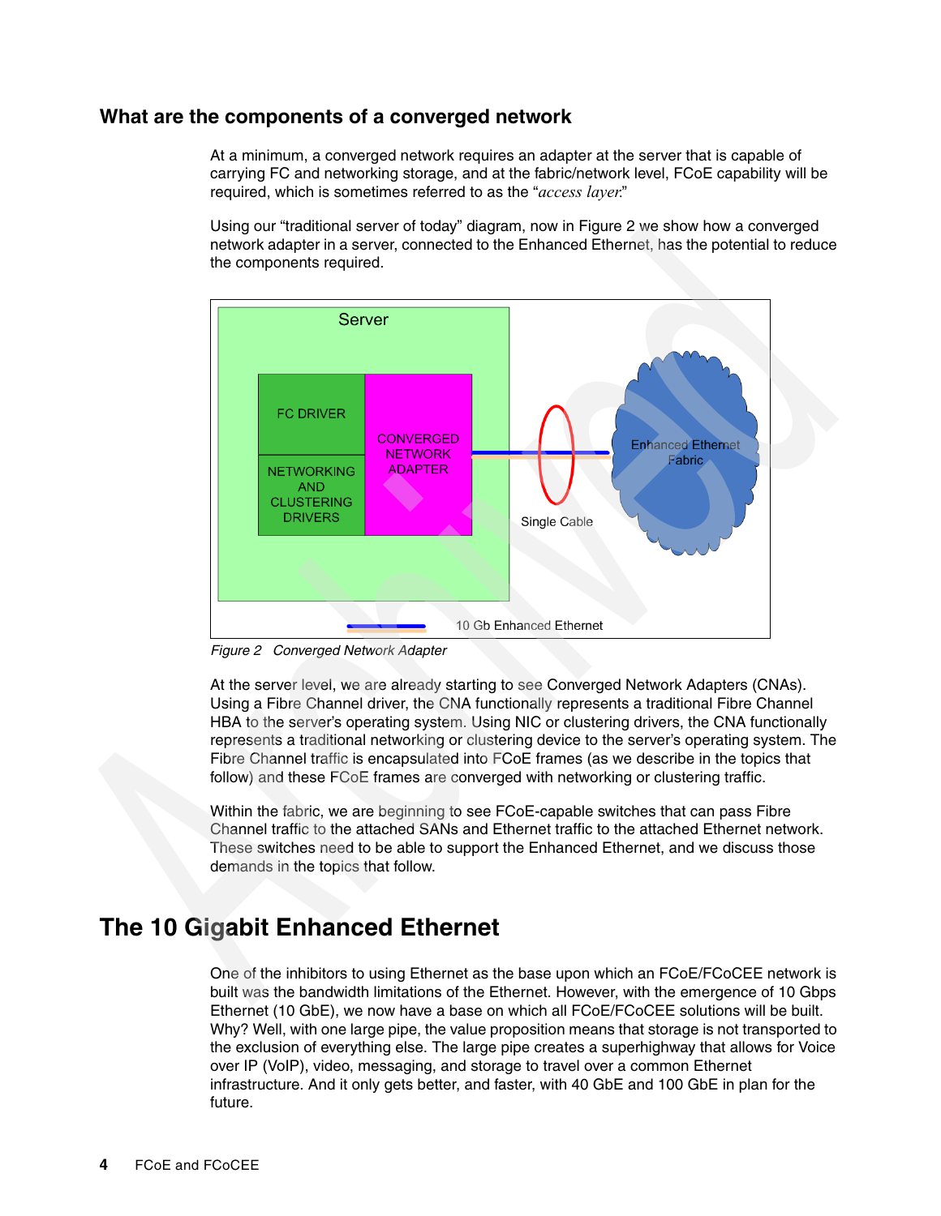## What are the components of a converged network

At a minimum, a converged network requires an adapter at the server that is capable of carrying FC and networking storage, and at the fabric/network level, FCoE capability will be required, which is sometimes referred to as the "*access layer*."

Using our "traditional server of today" diagram, now in Figure 2 we show how a converged network adapter in a server, connected to the Enhanced Ethernet, has the potential to reduce the components required.

Server

FC DRIVER

NETWORKING AND CLUSTERING DRIVERS

CONVERGED NETWORK ADAPTER

Single Cable

Enhanced Ethernet Fabric

10 Gb Enhanced Ethernet

*Figure 2 Converged Network Adapter*

At the server level, we are already starting to see Converged Network Adapters (CNAs). Using a Fibre Channel driver, the CNA functionally represents a traditional Fibre Channel HBA to the server's operating system. Using NIC or clustering drivers, the CNA functionally represents a traditional networking or clustering device to the server's operating system. The Fibre Channel traffic is encapsulated into FCoE frames (as we describe in the topics that follow) and these FCoE frames are converged with networking or clustering traffic.

Within the fabric, we are beginning to see FCoE-capable switches that can pass Fibre Channel traffic to the attached SANs and Ethernet traffic to the attached Ethernet network. These switches need to be able to support the Enhanced Ethernet, and we discuss those demands in the topics that follow.

# The 10 Gigabit Enhanced Ethernet

One of the inhibitors to using Ethernet as the base upon which an FCoE/FCoCEE network is built was the bandwidth limitations of the Ethernet. However, with the emergence of 10 Gbps Ethernet (10 GbE), we now have a base on which all FCoE/FCoCEE solutions will be built. Why? Well, with one large pipe, the value proposition means that storage is not transported to the exclusion of everything else. The large pipe creates a superhighway that allows for Voice over IP (VoIP), video, messaging, and storage to travel over a common Ethernet infrastructure. And it only gets better, and faster, with 40 GbE and 100 GbE in plan for the future.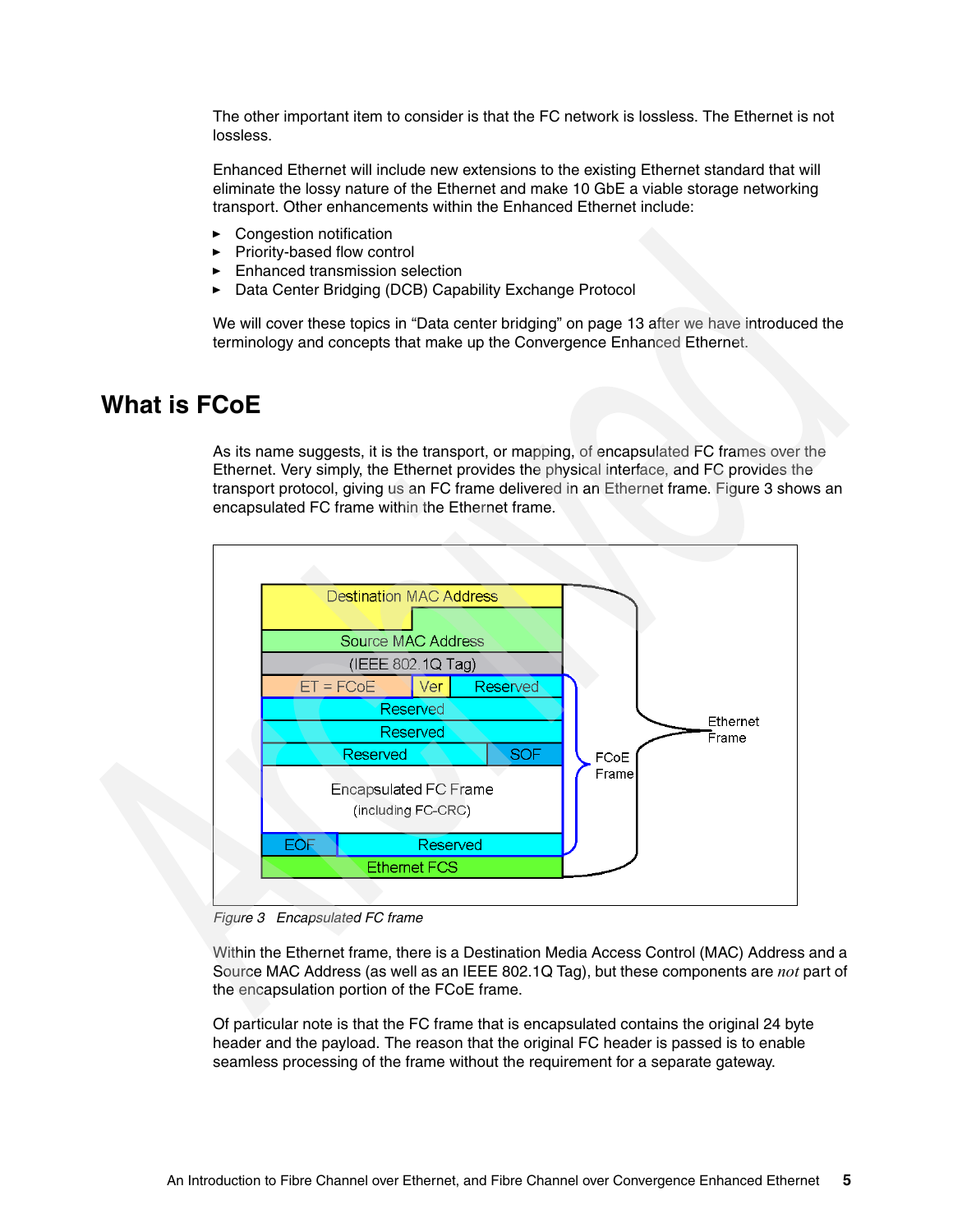The other important item to consider is that the FC network is lossless. The Ethernet is not lossless.

Enhanced Ethernet will include new extensions to the existing Ethernet standard that will eliminate the lossy nature of the Ethernet and make 10 GbE a viable storage networking transport. Other enhancements within the Enhanced Ethernet include:

- Congestion notification
- Priority-based flow control
- Enhanced transmission selection
- Data Center Bridging (DCB) Capability Exchange Protocol

We will cover these topics in "Data center bridging" on page 13 after we have introduced the terminology and concepts that make up the Convergence Enhanced Ethernet.

# What is FCoE

As its name suggests, it is the transport, or mapping, of encapsulated FC frames over the Ethernet. Very simply, the Ethernet provides the physical interface, and FC provides the transport protocol, giving us an FC frame delivered in an Ethernet frame. Figure 3 shows an encapsulated FC frame within the Ethernet frame.

*Figure 3 Encapsulated FC frame*

Within the Ethernet frame, there is a Destination Media Access Control (MAC) Address and a Source MAC Address (as well as an IEEE 802.1Q Tag), but these components are *not* part of the encapsulation portion of the FCoE frame.

Of particular note is that the FC frame that is encapsulated contains the original 24 byte header and the payload. The reason that the original FC header is passed is to enable seamless processing of the frame without the requirement for a separate gateway.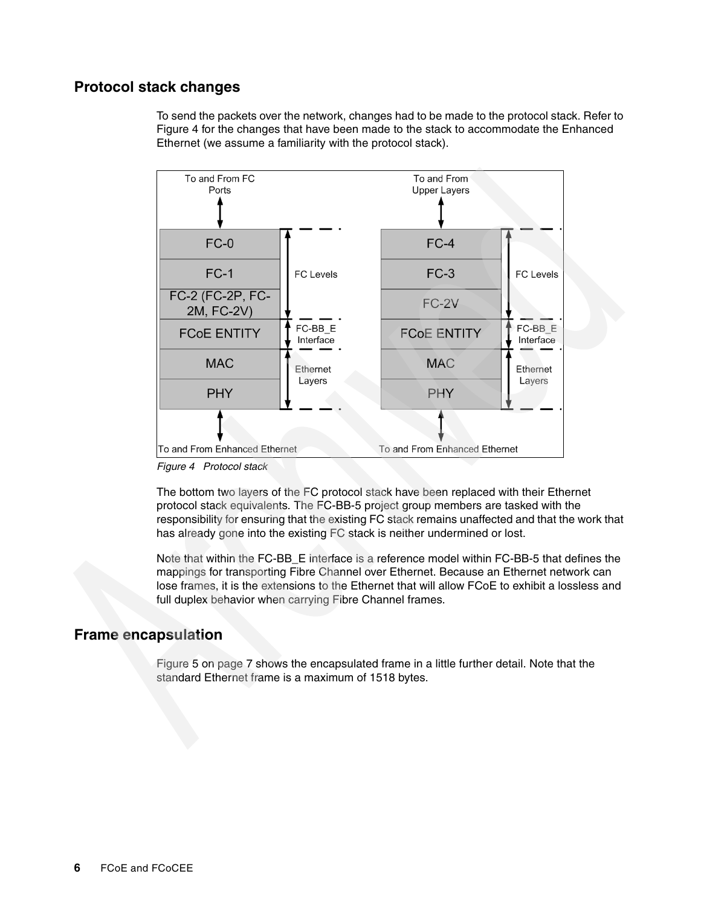## Protocol stack changes

To send the packets over the network, changes had to be made to the protocol stack. Refer to Figure 4 for the changes that have been made to the stack to accommodate the Enhanced Ethernet (we assume a familiarity with the protocol stack).

| To and From FC Ports | | To and From Upper Layers | |
|---|---|---|---|
| FC-0 | FC Levels | FC-4 | FC Levels |
| FC-1 | | FC-3 | |
| FC-2 (FC-2P, FC-2M, FC-2V) | | FC-2V | |
| FCoE ENTITY | FC-BB_E Interface | FCoE ENTITY | FC-BB_E Interface |
| MAC | Ethernet Layers | MAC | Ethernet Layers |
| PHY | | PHY | |
| To and From Enhanced Ethernet | | To and From Enhanced Ethernet | |

*Figure 4 Protocol stack*

The bottom two layers of the FC protocol stack have been replaced with their Ethernet protocol stack equivalents. The FC-BB-5 project group members are tasked with the responsibility for ensuring that the existing FC stack remains unaffected and that the work that has already gone into the existing FC stack is neither undermined or lost.

Note that within the FC-BB_E interface is a reference model within FC-BB-5 that defines the mappings for transporting Fibre Channel over Ethernet. Because an Ethernet network can lose frames, it is the extensions to the Ethernet that will allow FCoE to exhibit a lossless and full duplex behavior when carrying Fibre Channel frames.

## Frame encapsulation

Figure 5 on page 7 shows the encapsulated frame in a little further detail. Note that the standard Ethernet frame is a maximum of 1518 bytes.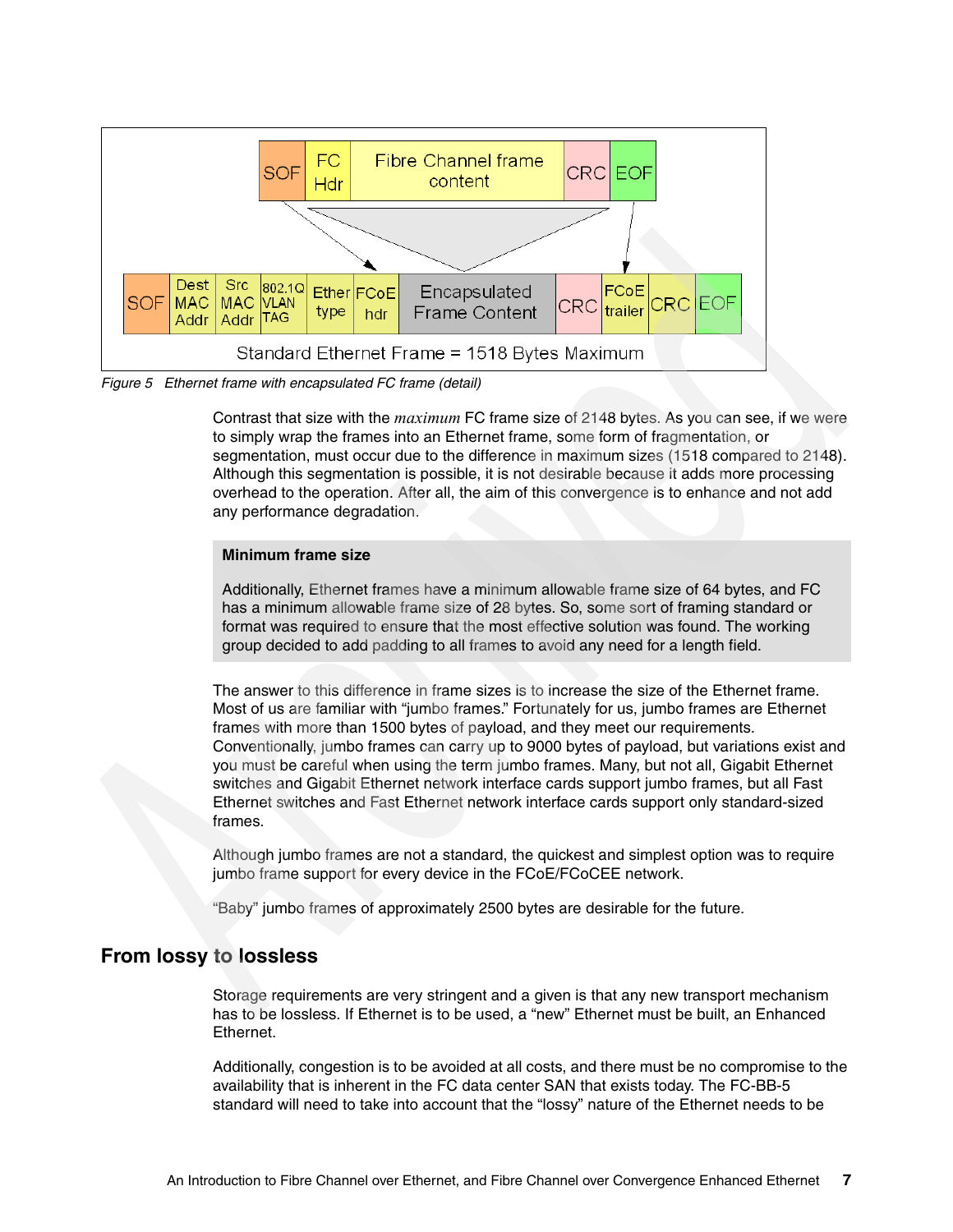Figure 5 Ethernet frame with encapsulated FC frame (detail)

Contrast that size with the *maximum* FC frame size of 2148 bytes. As you can see, if we were to simply wrap the frames into an Ethernet frame, some form of fragmentation, or segmentation, must occur due to the difference in maximum sizes (1518 compared to 2148). Although this segmentation is possible, it is not desirable because it adds more processing overhead to the operation. After all, the aim of this convergence is to enhance and not add any performance degradation.

**Minimum frame size**

Additionally, Ethernet frames have a minimum allowable frame size of 64 bytes, and FC has a minimum allowable frame size of 28 bytes. So, some sort of framing standard or format was required to ensure that the most effective solution was found. The working group decided to add padding to all frames to avoid any need for a length field.

The answer to this difference in frame sizes is to increase the size of the Ethernet frame. Most of us are familiar with "jumbo frames." Fortunately for us, jumbo frames are Ethernet frames with more than 1500 bytes of payload, and they meet our requirements. Conventionally, jumbo frames can carry up to 9000 bytes of payload, but variations exist and you must be careful when using the term jumbo frames. Many, but not all, Gigabit Ethernet switches and Gigabit Ethernet network interface cards support jumbo frames, but all Fast Ethernet switches and Fast Ethernet network interface cards support only standard-sized frames.

Although jumbo frames are not a standard, the quickest and simplest option was to require jumbo frame support for every device in the FCoE/FCoCEE network.

"Baby" jumbo frames of approximately 2500 bytes are desirable for the future.

## From lossy to lossless

Storage requirements are very stringent and a given is that any new transport mechanism has to be lossless. If Ethernet is to be used, a "new" Ethernet must be built, an Enhanced Ethernet.

Additionally, congestion is to be avoided at all costs, and there must be no compromise to the availability that is inherent in the FC data center SAN that exists today. The FC-BB-5 standard will need to take into account that the "lossy" nature of the Ethernet needs to be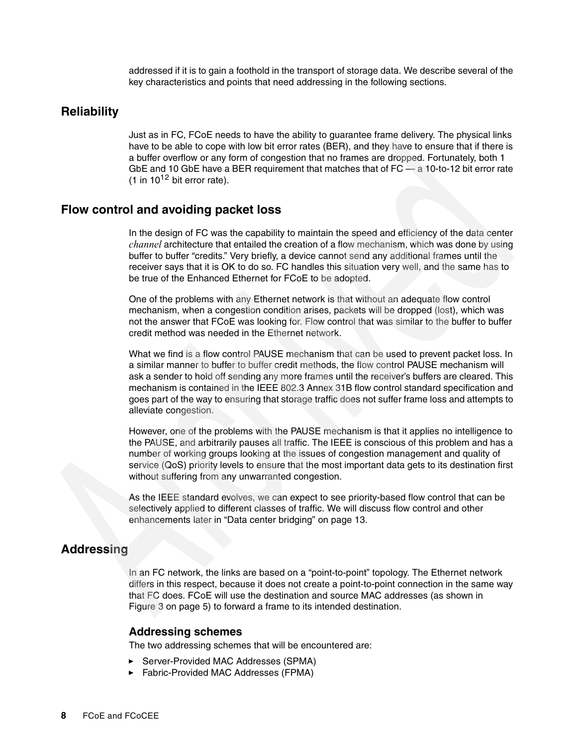addressed if it is to gain a foothold in the transport of storage data. We describe several of the key characteristics and points that need addressing in the following sections.

## Reliability

Just as in FC, FCoE needs to have the ability to guarantee frame delivery. The physical links have to be able to cope with low bit error rates (BER), and they have to ensure that if there is a buffer overflow or any form of congestion that no frames are dropped. Fortunately, both 1 GbE and 10 GbE have a BER requirement that matches that of FC — a 10-to-12 bit error rate (1 in $10^{12}$ bit error rate).

## Flow control and avoiding packet loss

In the design of FC was the capability to maintain the speed and efficiency of the data center *channel* architecture that entailed the creation of a flow mechanism, which was done by using buffer to buffer "credits." Very briefly, a device cannot send any additional frames until the receiver says that it is OK to do so. FC handles this situation very well, and the same has to be true of the Enhanced Ethernet for FCoE to be adopted.

One of the problems with any Ethernet network is that without an adequate flow control mechanism, when a congestion condition arises, packets will be dropped (lost), which was not the answer that FCoE was looking for. Flow control that was similar to the buffer to buffer credit method was needed in the Ethernet network.

What we find is a flow control PAUSE mechanism that can be used to prevent packet loss. In a similar manner to buffer to buffer credit methods, the flow control PAUSE mechanism will ask a sender to hold off sending any more frames until the receiver's buffers are cleared. This mechanism is contained in the IEEE 802.3 Annex 31B flow control standard specification and goes part of the way to ensuring that storage traffic does not suffer frame loss and attempts to alleviate congestion.

However, one of the problems with the PAUSE mechanism is that it applies no intelligence to the PAUSE, and arbitrarily pauses all traffic. The IEEE is conscious of this problem and has a number of working groups looking at the issues of congestion management and quality of service (QoS) priority levels to ensure that the most important data gets to its destination first without suffering from any unwarranted congestion.

As the IEEE standard evolves, we can expect to see priority-based flow control that can be selectively applied to different classes of traffic. We will discuss flow control and other enhancements later in "Data center bridging" on page 13.

## Addressing

In an FC network, the links are based on a "point-to-point" topology. The Ethernet network differs in this respect, because it does not create a point-to-point connection in the same way that FC does. FCoE will use the destination and source MAC addresses (as shown in Figure 3 on page 5) to forward a frame to its intended destination.

### Addressing schemes

The two addressing schemes that will be encountered are:

- Server-Provided MAC Addresses (SPMA)
- Fabric-Provided MAC Addresses (FPMA)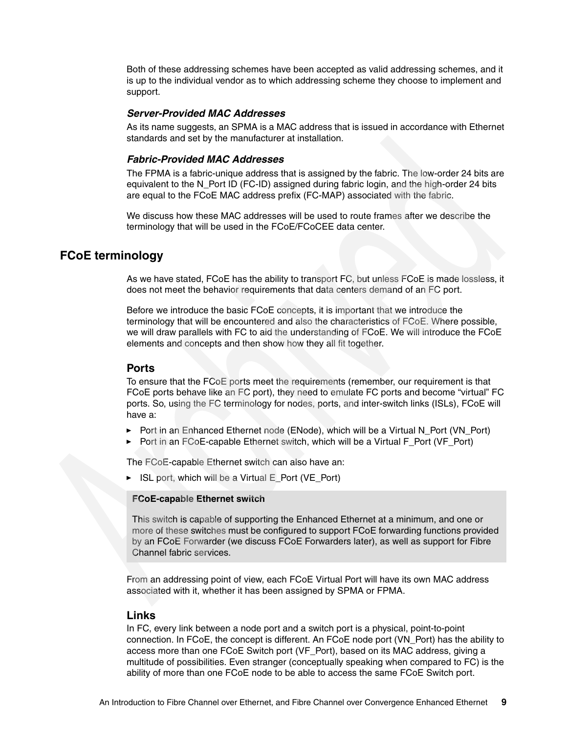Both of these addressing schemes have been accepted as valid addressing schemes, and it is up to the individual vendor as to which addressing scheme they choose to implement and support.

### *Server-Provided MAC Addresses*

As its name suggests, an SPMA is a MAC address that is issued in accordance with Ethernet standards and set by the manufacturer at installation.

### *Fabric-Provided MAC Addresses*

The FPMA is a fabric-unique address that is assigned by the fabric. The low-order 24 bits are equivalent to the N_Port ID (FC-ID) assigned during fabric login, and the high-order 24 bits are equal to the FCoE MAC address prefix (FC-MAP) associated with the fabric.

We discuss how these MAC addresses will be used to route frames after we describe the terminology that will be used in the FCoE/FCoCEE data center.

## FCoE terminology

As we have stated, FCoE has the ability to transport FC, but unless FCoE is made lossless, it does not meet the behavior requirements that data centers demand of an FC port.

Before we introduce the basic FCoE concepts, it is important that we introduce the terminology that will be encountered and also the characteristics of FCoE. Where possible, we will draw parallels with FC to aid the understanding of FCoE. We will introduce the FCoE elements and concepts and then show how they all fit together.

### Ports

To ensure that the FCoE ports meet the requirements (remember, our requirement is that FCoE ports behave like an FC port), they need to emulate FC ports and become “virtual” FC ports. So, using the FC terminology for nodes, ports, and inter-switch links (ISLs), FCoE will have a:

- Port in an Enhanced Ethernet node (ENode), which will be a Virtual N_Port (VN_Port)
- Port in an FCoE-capable Ethernet switch, which will be a Virtual F_Port (VF_Port)

The FCoE-capable Ethernet switch can also have an:

- ISL port, which will be a Virtual E_Port (VE_Port)

> **FCoE-capable Ethernet switch**
>
> This switch is capable of supporting the Enhanced Ethernet at a minimum, and one or more of these switches must be configured to support FCoE forwarding functions provided by an FCoE Forwarder (we discuss FCoE Forwarders later), as well as support for Fibre Channel fabric services.

From an addressing point of view, each FCoE Virtual Port will have its own MAC address associated with it, whether it has been assigned by SPMA or FPMA.

### Links

In FC, every link between a node port and a switch port is a physical, point-to-point connection. In FCoE, the concept is different. An FCoE node port (VN_Port) has the ability to access more than one FCoE Switch port (VF_Port), based on its MAC address, giving a multitude of possibilities. Even stranger (conceptually speaking when compared to FC) is the ability of more than one FCoE node to be able to access the same FCoE Switch port.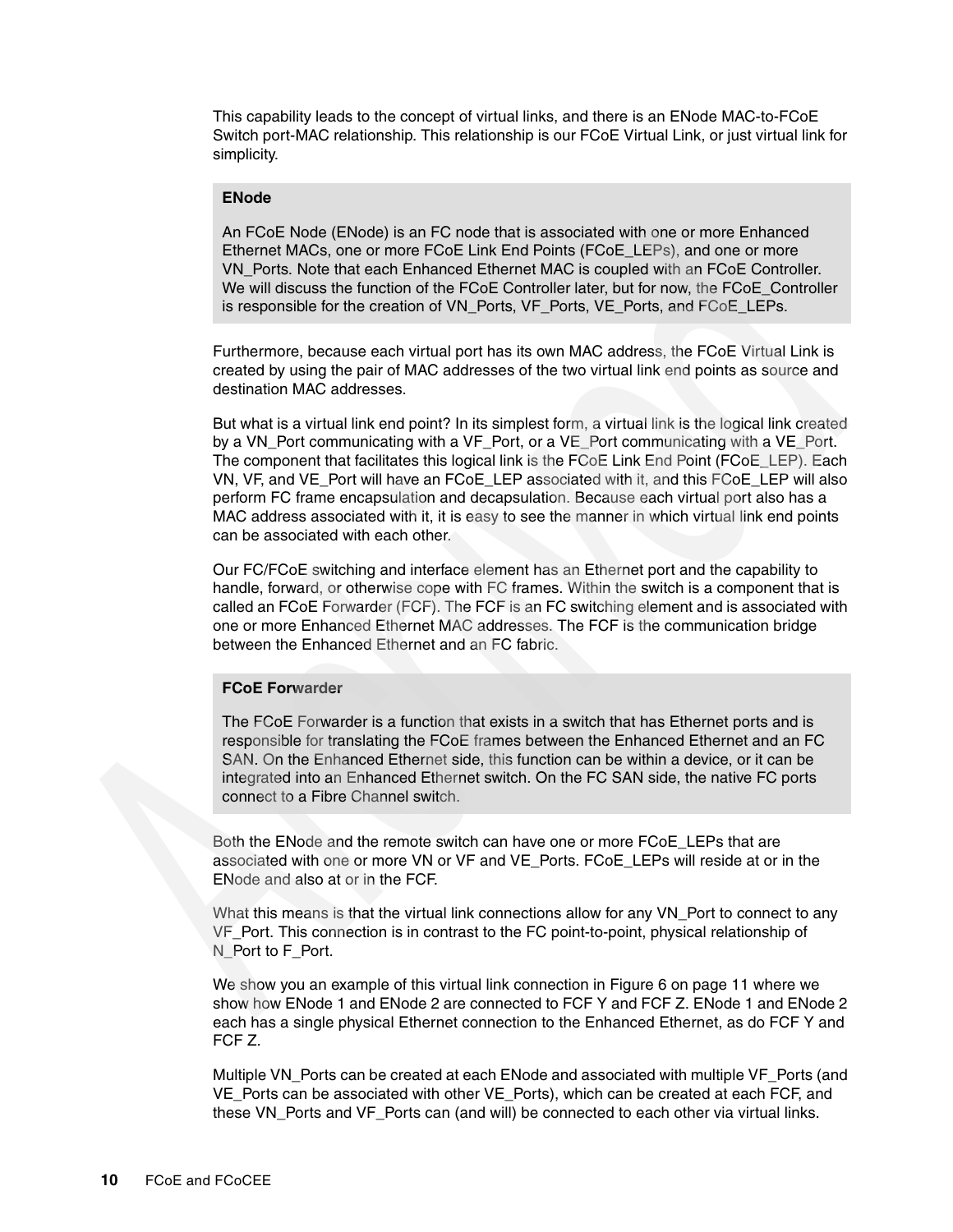This capability leads to the concept of virtual links, and there is an ENode MAC-to-FCoE Switch port-MAC relationship. This relationship is our FCoE Virtual Link, or just virtual link for simplicity.

> **ENode**
>
> An FCoE Node (ENode) is an FC node that is associated with one or more Enhanced Ethernet MACs, one or more FCoE Link End Points (FCoE_LEPs), and one or more VN_Ports. Note that each Enhanced Ethernet MAC is coupled with an FCoE Controller. We will discuss the function of the FCoE Controller later, but for now, the FCoE_Controller is responsible for the creation of VN_Ports, VF_Ports, VE_Ports, and FCoE_LEPs.

Furthermore, because each virtual port has its own MAC address, the FCoE Virtual Link is created by using the pair of MAC addresses of the two virtual link end points as source and destination MAC addresses.

But what is a virtual link end point? In its simplest form, a virtual link is the logical link created by a VN_Port communicating with a VF_Port, or a VE_Port communicating with a VE_Port. The component that facilitates this logical link is the FCoE Link End Point (FCoE_LEP). Each VN, VF, and VE_Port will have an FCoE_LEP associated with it, and this FCoE_LEP will also perform FC frame encapsulation and decapsulation. Because each virtual port also has a MAC address associated with it, it is easy to see the manner in which virtual link end points can be associated with each other.

Our FC/FCoE switching and interface element has an Ethernet port and the capability to handle, forward, or otherwise cope with FC frames. Within the switch is a component that is called an FCoE Forwarder (FCF). The FCF is an FC switching element and is associated with one or more Enhanced Ethernet MAC addresses. The FCF is the communication bridge between the Enhanced Ethernet and an FC fabric.

> **FCoE Forwarder**
>
> The FCoE Forwarder is a function that exists in a switch that has Ethernet ports and is responsible for translating the FCoE frames between the Enhanced Ethernet and an FC SAN. On the Enhanced Ethernet side, this function can be within a device, or it can be integrated into an Enhanced Ethernet switch. On the FC SAN side, the native FC ports connect to a Fibre Channel switch.

Both the ENode and the remote switch can have one or more FCoE_LEPs that are associated with one or more VN or VF and VE_Ports. FCoE_LEPs will reside at or in the ENode and also at or in the FCF.

What this means is that the virtual link connections allow for any VN_Port to connect to any VF_Port. This connection is in contrast to the FC point-to-point, physical relationship of N_Port to F_Port.

We show you an example of this virtual link connection in Figure 6 on page 11 where we show how ENode 1 and ENode 2 are connected to FCF Y and FCF Z. ENode 1 and ENode 2 each has a single physical Ethernet connection to the Enhanced Ethernet, as do FCF Y and FCF Z.

Multiple VN_Ports can be created at each ENode and associated with multiple VF_Ports (and VE_Ports can be associated with other VE_Ports), which can be created at each FCF, and these VN_Ports and VF_Ports can (and will) be connected to each other via virtual links.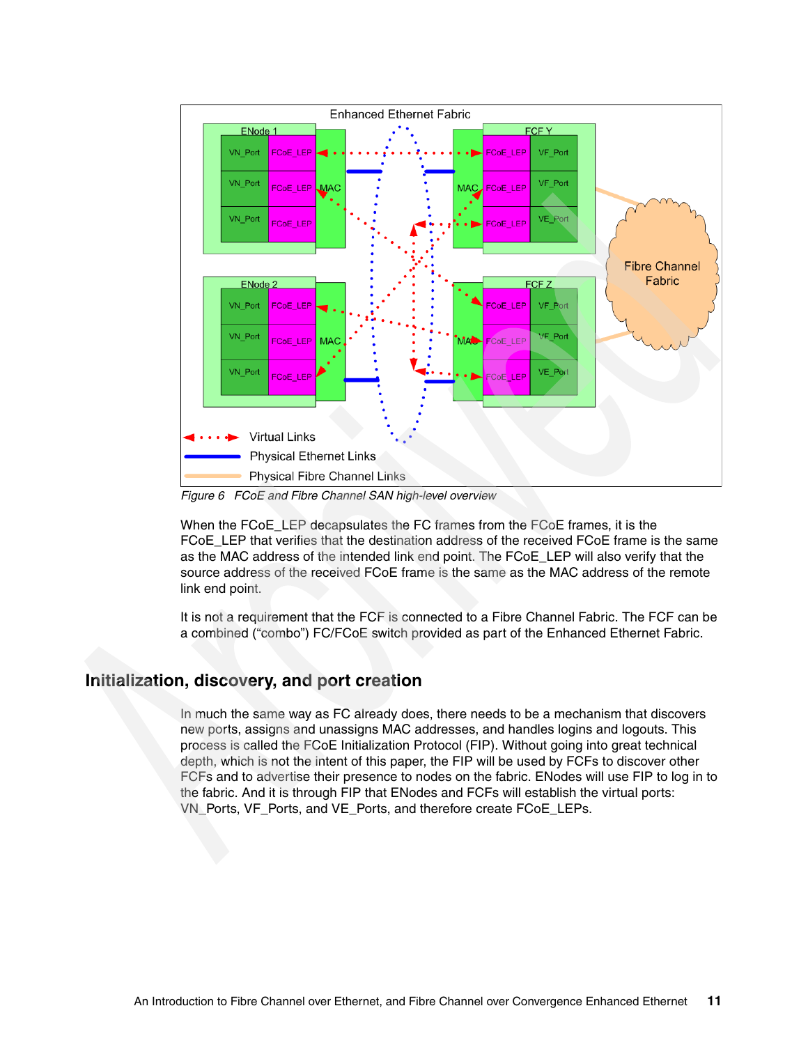Figure 6   FCoE and Fibre Channel SAN high-level overview

When the FCoE_LEP decapsulates the FC frames from the FCoE frames, it is the FCoE_LEP that verifies that the destination address of the received FCoE frame is the same as the MAC address of the intended link end point. The FCoE_LEP will also verify that the source address of the received FCoE frame is the same as the MAC address of the remote link end point.

It is not a requirement that the FCF is connected to a Fibre Channel Fabric. The FCF can be a combined (“combo”) FC/FCoE switch provided as part of the Enhanced Ethernet Fabric.

## Initialization, discovery, and port creation

In much the same way as FC already does, there needs to be a mechanism that discovers new ports, assigns and unassigns MAC addresses, and handles logins and logouts. This process is called the FCoE Initialization Protocol (FIP). Without going into great technical depth, which is not the intent of this paper, the FIP will be used by FCFs to discover other FCFs and to advertise their presence to nodes on the fabric. ENodes will use FIP to log in to the fabric. And it is through FIP that ENodes and FCFs will establish the virtual ports: VN_Ports, VF_Ports, and VE_Ports, and therefore create FCoE_LEPs.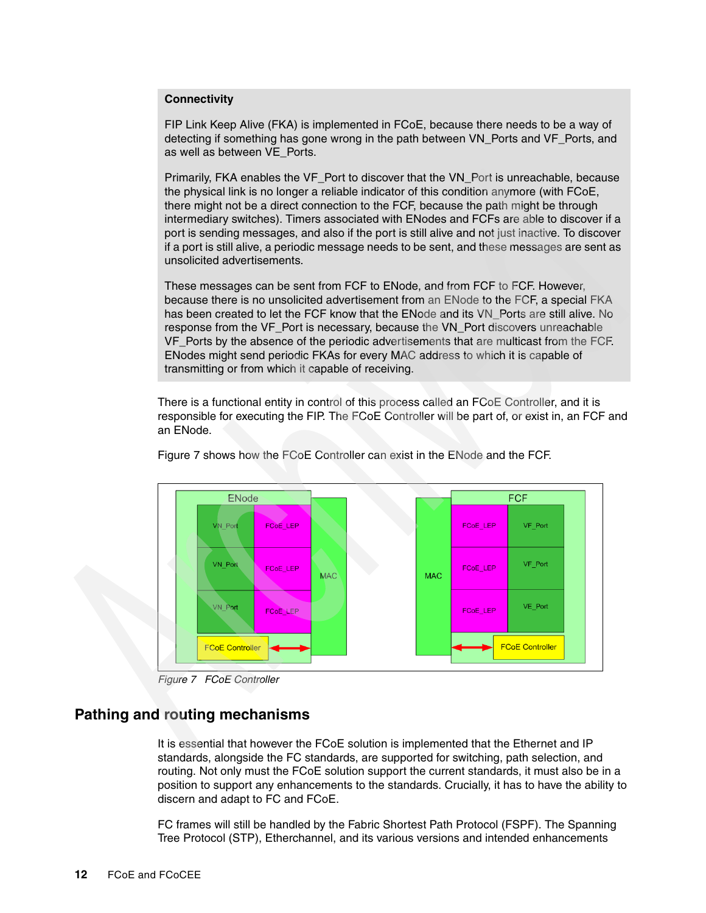**Connectivity**

FIP Link Keep Alive (FKA) is implemented in FCoE, because there needs to be a way of detecting if something has gone wrong in the path between VN_Ports and VF_Ports, and as well as between VE_Ports.

Primarily, FKA enables the VF_Port to discover that the VN_Port is unreachable, because the physical link is no longer a reliable indicator of this condition anymore (with FCoE, there might not be a direct connection to the FCF, because the path might be through intermediary switches). Timers associated with ENodes and FCFs are able to discover if a port is sending messages, and also if the port is still alive and not just inactive. To discover if a port is still alive, a periodic message needs to be sent, and these messages are sent as unsolicited advertisements.

These messages can be sent from FCF to ENode, and from FCF to FCF. However, because there is no unsolicited advertisement from an ENode to the FCF, a special FKA has been created to let the FCF know that the ENode and its VN_Ports are still alive. No response from the VF_Port is necessary, because the VN_Port discovers unreachable VF_Ports by the absence of the periodic advertisements that are multicast from the FCF. ENodes might send periodic FKAs for every MAC address to which it is capable of transmitting or from which it capable of receiving.

There is a functional entity in control of this process called an FCoE Controller, and it is responsible for executing the FIP. The FCoE Controller will be part of, or exist in, an FCF and an ENode.

Figure 7 shows how the FCoE Controller can exist in the ENode and the FCF.

*Figure 7 FCoE Controller*

## Pathing and routing mechanisms

It is essential that however the FCoE solution is implemented that the Ethernet and IP standards, alongside the FC standards, are supported for switching, path selection, and routing. Not only must the FCoE solution support the current standards, it must also be in a position to support any enhancements to the standards. Crucially, it has to have the ability to discern and adapt to FC and FCoE.

FC frames will still be handled by the Fabric Shortest Path Protocol (FSPF). The Spanning Tree Protocol (STP), Etherchannel, and its various versions and intended enhancements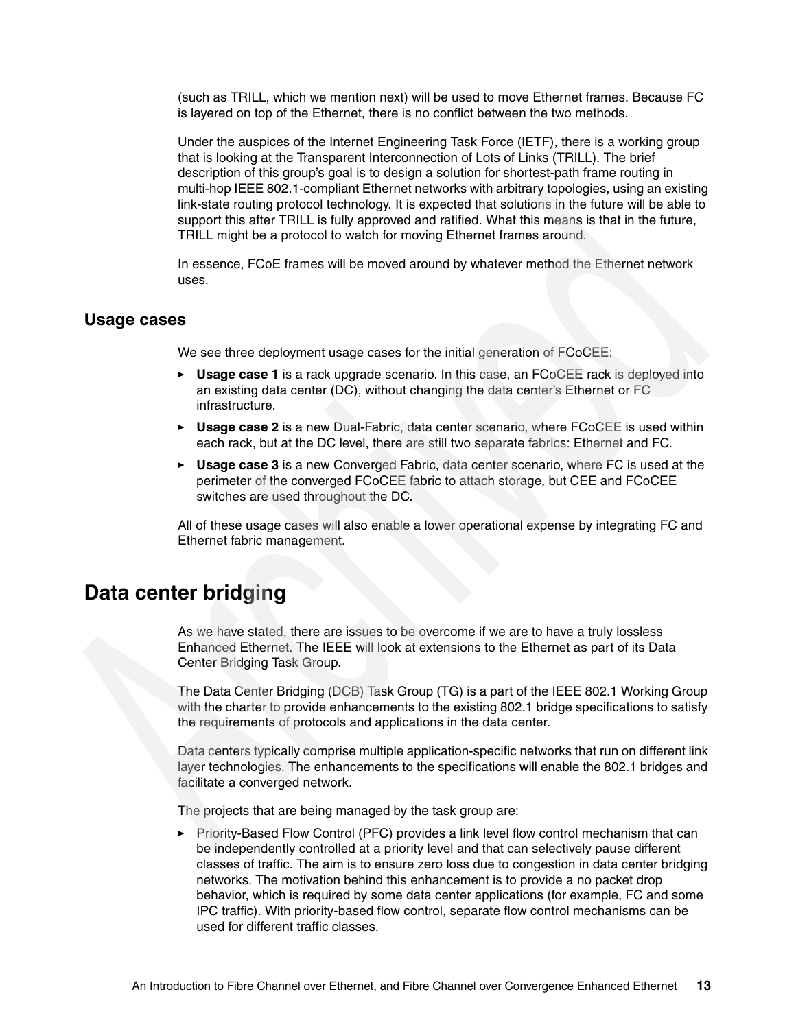(such as TRILL, which we mention next) will be used to move Ethernet frames. Because FC is layered on top of the Ethernet, there is no conflict between the two methods.

Under the auspices of the Internet Engineering Task Force (IETF), there is a working group that is looking at the Transparent Interconnection of Lots of Links (TRILL). The brief description of this group's goal is to design a solution for shortest-path frame routing in multi-hop IEEE 802.1-compliant Ethernet networks with arbitrary topologies, using an existing link-state routing protocol technology. It is expected that solutions in the future will be able to support this after TRILL is fully approved and ratified. What this means is that in the future, TRILL might be a protocol to watch for moving Ethernet frames around.

In essence, FCoE frames will be moved around by whatever method the Ethernet network uses.

### Usage cases

We see three deployment usage cases for the initial generation of FCoCEE:

- **Usage case 1** is a rack upgrade scenario. In this case, an FCoCEE rack is deployed into an existing data center (DC), without changing the data center's Ethernet or FC infrastructure.
- **Usage case 2** is a new Dual-Fabric, data center scenario, where FCoCEE is used within each rack, but at the DC level, there are still two separate fabrics: Ethernet and FC.
- **Usage case 3** is a new Converged Fabric, data center scenario, where FC is used at the perimeter of the converged FCoCEE fabric to attach storage, but CEE and FCoCEE switches are used throughout the DC.

All of these usage cases will also enable a lower operational expense by integrating FC and Ethernet fabric management.

## Data center bridging

As we have stated, there are issues to be overcome if we are to have a truly lossless Enhanced Ethernet. The IEEE will look at extensions to the Ethernet as part of its Data Center Bridging Task Group.

The Data Center Bridging (DCB) Task Group (TG) is a part of the IEEE 802.1 Working Group with the charter to provide enhancements to the existing 802.1 bridge specifications to satisfy the requirements of protocols and applications in the data center.

Data centers typically comprise multiple application-specific networks that run on different link layer technologies. The enhancements to the specifications will enable the 802.1 bridges and facilitate a converged network.

The projects that are being managed by the task group are:

- Priority-Based Flow Control (PFC) provides a link level flow control mechanism that can be independently controlled at a priority level and that can selectively pause different classes of traffic. The aim is to ensure zero loss due to congestion in data center bridging networks. The motivation behind this enhancement is to provide a no packet drop behavior, which is required by some data center applications (for example, FC and some IPC traffic). With priority-based flow control, separate flow control mechanisms can be used for different traffic classes.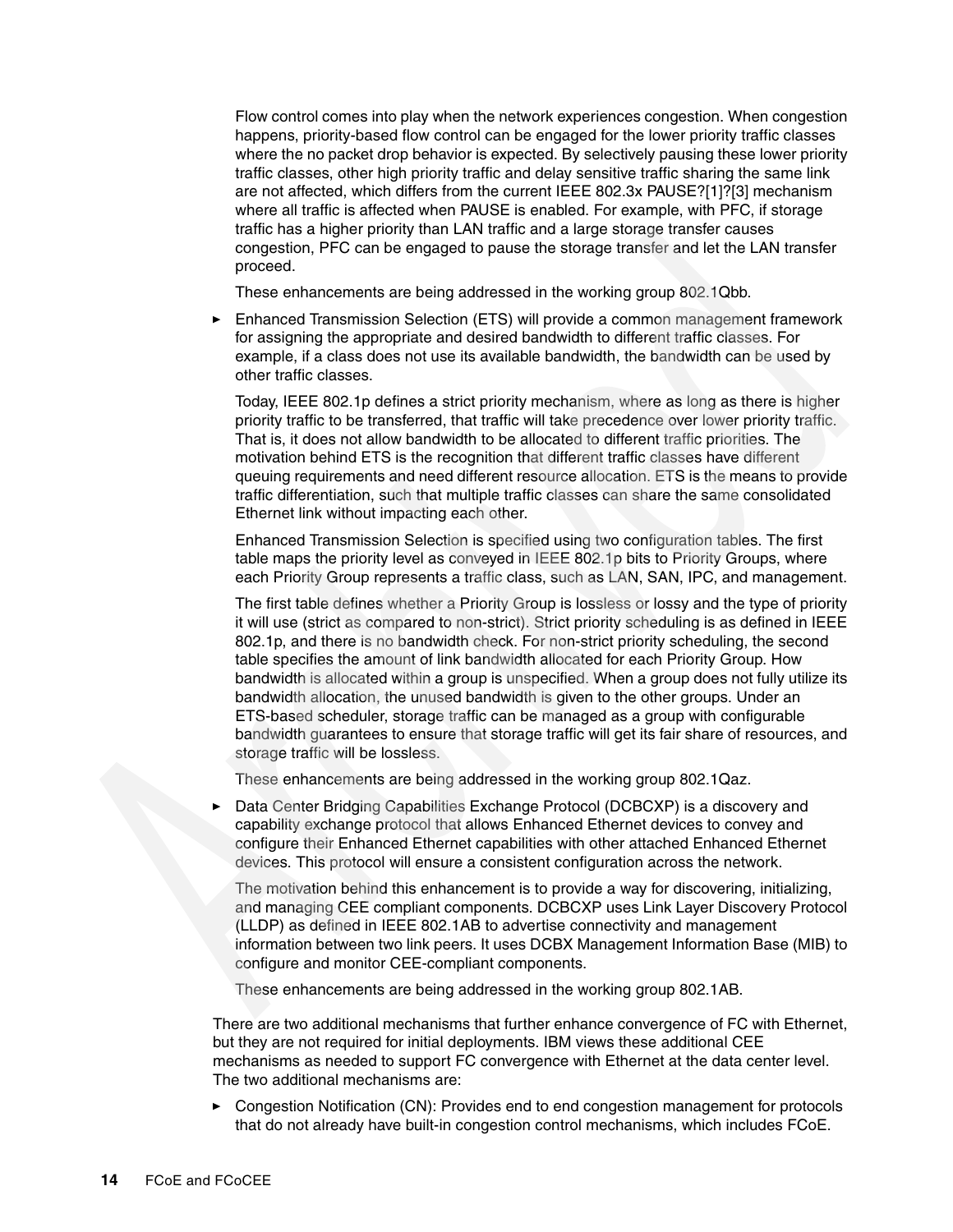Flow control comes into play when the network experiences congestion. When congestion happens, priority-based flow control can be engaged for the lower priority traffic classes where the no packet drop behavior is expected. By selectively pausing these lower priority traffic classes, other high priority traffic and delay sensitive traffic sharing the same link are not affected, which differs from the current IEEE 802.3x PAUSE?[1]?[3] mechanism where all traffic is affected when PAUSE is enabled. For example, with PFC, if storage traffic has a higher priority than LAN traffic and a large storage transfer causes congestion, PFC can be engaged to pause the storage transfer and let the LAN transfer proceed.

These enhancements are being addressed in the working group 802.1Qbb.

- Enhanced Transmission Selection (ETS) will provide a common management framework for assigning the appropriate and desired bandwidth to different traffic classes. For example, if a class does not use its available bandwidth, the bandwidth can be used by other traffic classes.

  Today, IEEE 802.1p defines a strict priority mechanism, where as long as there is higher priority traffic to be transferred, that traffic will take precedence over lower priority traffic. That is, it does not allow bandwidth to be allocated to different traffic priorities. The motivation behind ETS is the recognition that different traffic classes have different queuing requirements and need different resource allocation. ETS is the means to provide traffic differentiation, such that multiple traffic classes can share the same consolidated Ethernet link without impacting each other.

  Enhanced Transmission Selection is specified using two configuration tables. The first table maps the priority level as conveyed in IEEE 802.1p bits to Priority Groups, where each Priority Group represents a traffic class, such as LAN, SAN, IPC, and management.

  The first table defines whether a Priority Group is lossless or lossy and the type of priority it will use (strict as compared to non-strict). Strict priority scheduling is as defined in IEEE 802.1p, and there is no bandwidth check. For non-strict priority scheduling, the second table specifies the amount of link bandwidth allocated for each Priority Group. How bandwidth is allocated within a group is unspecified. When a group does not fully utilize its bandwidth allocation, the unused bandwidth is given to the other groups. Under an ETS-based scheduler, storage traffic can be managed as a group with configurable bandwidth guarantees to ensure that storage traffic will get its fair share of resources, and storage traffic will be lossless.

  These enhancements are being addressed in the working group 802.1Qaz.

- Data Center Bridging Capabilities Exchange Protocol (DCBCXP) is a discovery and capability exchange protocol that allows Enhanced Ethernet devices to convey and configure their Enhanced Ethernet capabilities with other attached Enhanced Ethernet devices. This protocol will ensure a consistent configuration across the network.

  The motivation behind this enhancement is to provide a way for discovering, initializing, and managing CEE compliant components. DCBCXP uses Link Layer Discovery Protocol (LLDP) as defined in IEEE 802.1AB to advertise connectivity and management information between two link peers. It uses DCBX Management Information Base (MIB) to configure and monitor CEE-compliant components.

  These enhancements are being addressed in the working group 802.1AB.

There are two additional mechanisms that further enhance convergence of FC with Ethernet, but they are not required for initial deployments. IBM views these additional CEE mechanisms as needed to support FC convergence with Ethernet at the data center level. The two additional mechanisms are:

- Congestion Notification (CN): Provides end to end congestion management for protocols that do not already have built-in congestion control mechanisms, which includes FCoE.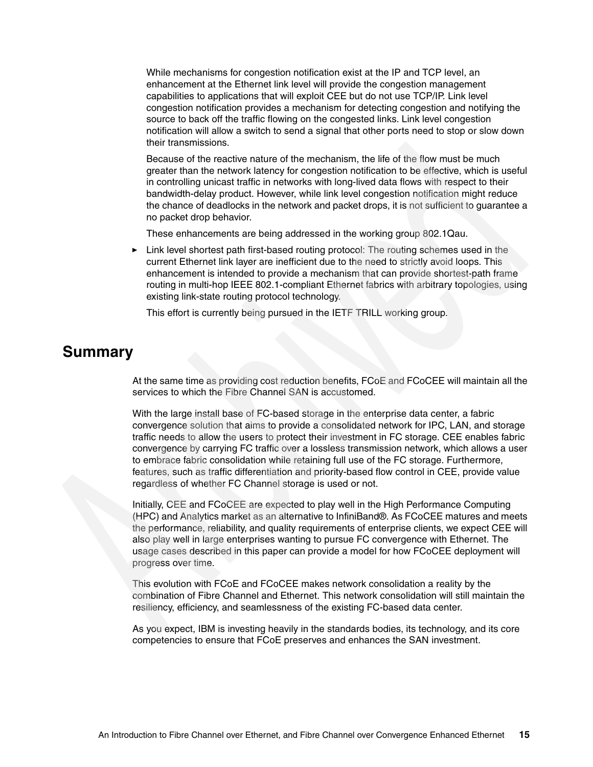While mechanisms for congestion notification exist at the IP and TCP level, an enhancement at the Ethernet link level will provide the congestion management capabilities to applications that will exploit CEE but do not use TCP/IP. Link level congestion notification provides a mechanism for detecting congestion and notifying the source to back off the traffic flowing on the congested links. Link level congestion notification will allow a switch to send a signal that other ports need to stop or slow down their transmissions.

Because of the reactive nature of the mechanism, the life of the flow must be much greater than the network latency for congestion notification to be effective, which is useful in controlling unicast traffic in networks with long-lived data flows with respect to their bandwidth-delay product. However, while link level congestion notification might reduce the chance of deadlocks in the network and packet drops, it is not sufficient to guarantee a no packet drop behavior.

These enhancements are being addressed in the working group 802.1Qau.

- Link level shortest path first-based routing protocol: The routing schemes used in the current Ethernet link layer are inefficient due to the need to strictly avoid loops. This enhancement is intended to provide a mechanism that can provide shortest-path frame routing in multi-hop IEEE 802.1-compliant Ethernet fabrics with arbitrary topologies, using existing link-state routing protocol technology.

  This effort is currently being pursued in the IETF TRILL working group.

## Summary

At the same time as providing cost reduction benefits, FCoE and FCoCEE will maintain all the services to which the Fibre Channel SAN is accustomed.

With the large install base of FC-based storage in the enterprise data center, a fabric convergence solution that aims to provide a consolidated network for IPC, LAN, and storage traffic needs to allow the users to protect their investment in FC storage. CEE enables fabric convergence by carrying FC traffic over a lossless transmission network, which allows a user to embrace fabric consolidation while retaining full use of the FC storage. Furthermore, features, such as traffic differentiation and priority-based flow control in CEE, provide value regardless of whether FC Channel storage is used or not.

Initially, CEE and FCoCEE are expected to play well in the High Performance Computing (HPC) and Analytics market as an alternative to InfiniBand®. As FCoCEE matures and meets the performance, reliability, and quality requirements of enterprise clients, we expect CEE will also play well in large enterprises wanting to pursue FC convergence with Ethernet. The usage cases described in this paper can provide a model for how FCoCEE deployment will progress over time.

This evolution with FCoE and FCoCEE makes network consolidation a reality by the combination of Fibre Channel and Ethernet. This network consolidation will still maintain the resiliency, efficiency, and seamlessness of the existing FC-based data center.

As you expect, IBM is investing heavily in the standards bodies, its technology, and its core competencies to ensure that FCoE preserves and enhances the SAN investment.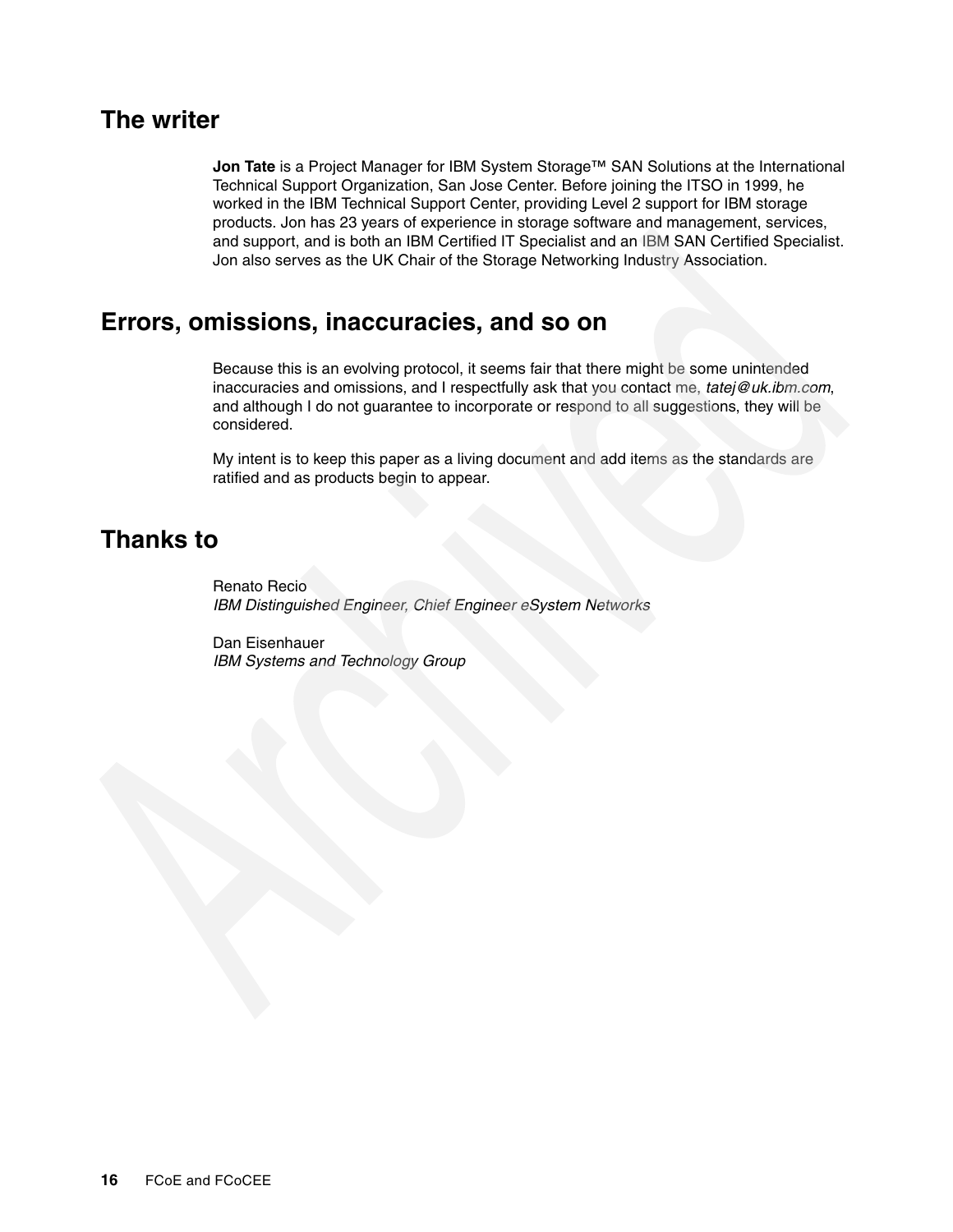## The writer

**Jon Tate** is a Project Manager for IBM System Storage™ SAN Solutions at the International Technical Support Organization, San Jose Center. Before joining the ITSO in 1999, he worked in the IBM Technical Support Center, providing Level 2 support for IBM storage products. Jon has 23 years of experience in storage software and management, services, and support, and is both an IBM Certified IT Specialist and an IBM SAN Certified Specialist. Jon also serves as the UK Chair of the Storage Networking Industry Association.

## Errors, omissions, inaccuracies, and so on

Because this is an evolving protocol, it seems fair that there might be some unintended inaccuracies and omissions, and I respectfully ask that you contact me, *tatej@uk.ibm.com*, and although I do not guarantee to incorporate or respond to all suggestions, they will be considered.

My intent is to keep this paper as a living document and add items as the standards are ratified and as products begin to appear.

## Thanks to

Renato Recio
*IBM Distinguished Engineer, Chief Engineer eSystem Networks*

Dan Eisenhauer
*IBM Systems and Technology Group*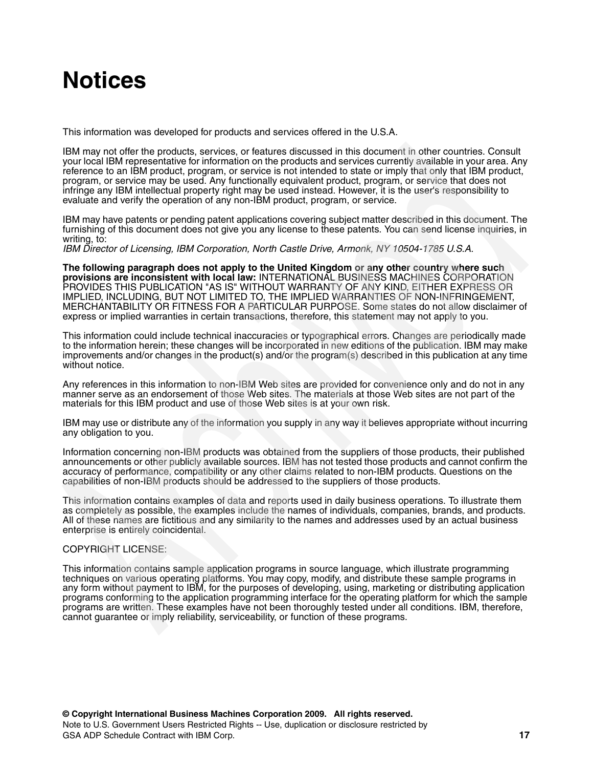# Notices

This information was developed for products and services offered in the U.S.A.

IBM may not offer the products, services, or features discussed in this document in other countries. Consult your local IBM representative for information on the products and services currently available in your area. Any reference to an IBM product, program, or service is not intended to state or imply that only that IBM product, program, or service may be used. Any functionally equivalent product, program, or service that does not infringe any IBM intellectual property right may be used instead. However, it is the user's responsibility to evaluate and verify the operation of any non-IBM product, program, or service.

IBM may have patents or pending patent applications covering subject matter described in this document. The furnishing of this document does not give you any license to these patents. You can send license inquiries, in writing, to:
*IBM Director of Licensing, IBM Corporation, North Castle Drive, Armonk, NY 10504-1785* U.S.A.

**The following paragraph does not apply to the United Kingdom or any other country where such provisions are inconsistent with local law:** INTERNATIONAL BUSINESS MACHINES CORPORATION PROVIDES THIS PUBLICATION "AS IS" WITHOUT WARRANTY OF ANY KIND, EITHER EXPRESS OR IMPLIED, INCLUDING, BUT NOT LIMITED TO, THE IMPLIED WARRANTIES OF NON-INFRINGEMENT, MERCHANTABILITY OR FITNESS FOR A PARTICULAR PURPOSE. Some states do not allow disclaimer of express or implied warranties in certain transactions, therefore, this statement may not apply to you.

This information could include technical inaccuracies or typographical errors. Changes are periodically made to the information herein; these changes will be incorporated in new editions of the publication. IBM may make improvements and/or changes in the product(s) and/or the program(s) described in this publication at any time without notice.

Any references in this information to non-IBM Web sites are provided for convenience only and do not in any manner serve as an endorsement of those Web sites. The materials at those Web sites are not part of the materials for this IBM product and use of those Web sites is at your own risk.

IBM may use or distribute any of the information you supply in any way it believes appropriate without incurring any obligation to you.

Information concerning non-IBM products was obtained from the suppliers of those products, their published announcements or other publicly available sources. IBM has not tested those products and cannot confirm the accuracy of performance, compatibility or any other claims related to non-IBM products. Questions on the capabilities of non-IBM products should be addressed to the suppliers of those products.

This information contains examples of data and reports used in daily business operations. To illustrate them as completely as possible, the examples include the names of individuals, companies, brands, and products. All of these names are fictitious and any similarity to the names and addresses used by an actual business enterprise is entirely coincidental.

COPYRIGHT LICENSE:

This information contains sample application programs in source language, which illustrate programming techniques on various operating platforms. You may copy, modify, and distribute these sample programs in any form without payment to IBM, for the purposes of developing, using, marketing or distributing application programs conforming to the application programming interface for the operating platform for which the sample programs are written. These examples have not been thoroughly tested under all conditions. IBM, therefore, cannot guarantee or imply reliability, serviceability, or function of these programs.

**© Copyright International Business Machines Corporation 2009. All rights reserved.**
Note to U.S. Government Users Restricted Rights -- Use, duplication or disclosure restricted by GSA ADP Schedule Contract with IBM Corp.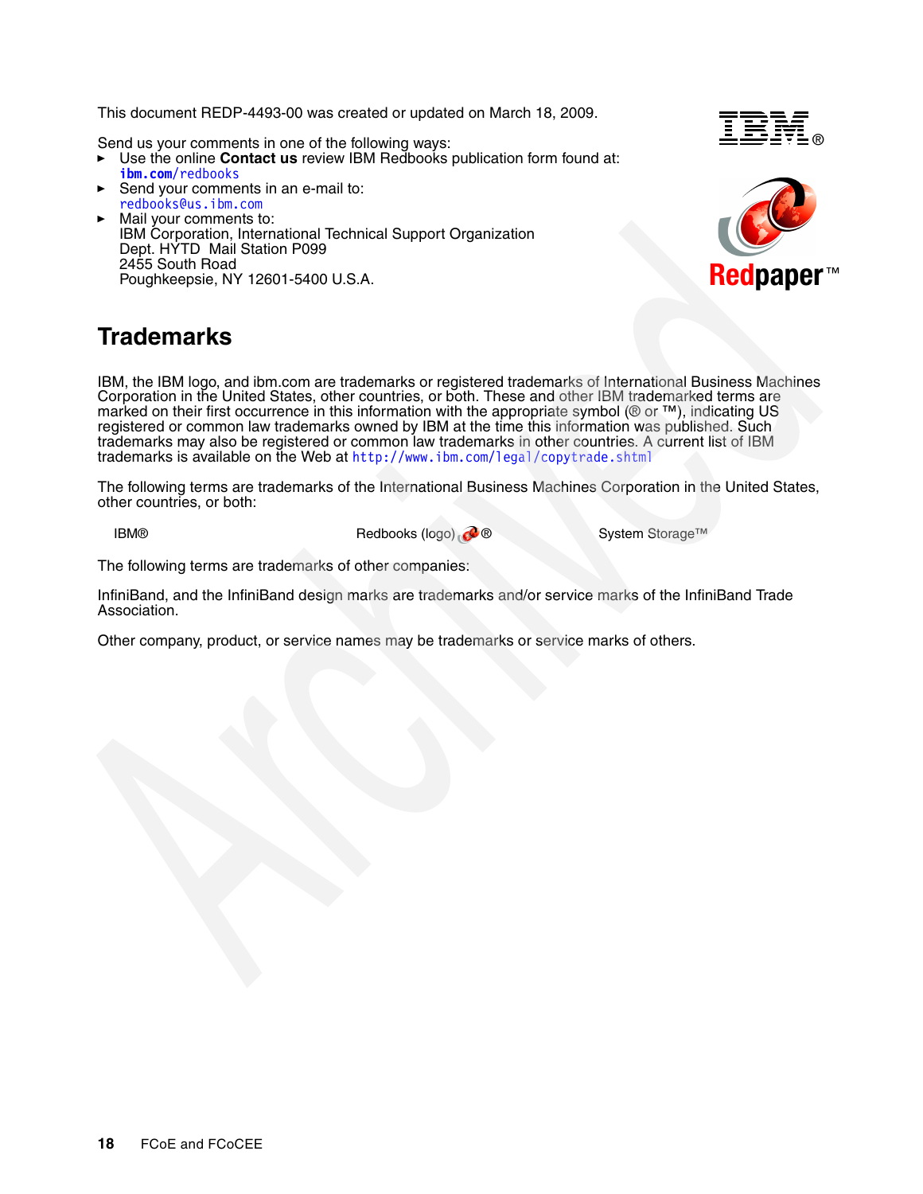This document REDP-4493-00 was created or updated on March 18, 2009.

Send us your comments in one of the following ways:

- Use the online **Contact us** review IBM Redbooks publication form found at:
  **ibm.com**/redbooks
- Send your comments in an e-mail to:
  redbooks@us.ibm.com
- Mail your comments to:
  IBM Corporation, International Technical Support Organization
  Dept. HYTD Mail Station P099
  2455 South Road
  Poughkeepsie, NY 12601-5400 U.S.A.

## Trademarks

IBM, the IBM logo, and ibm.com are trademarks or registered trademarks of International Business Machines Corporation in the United States, other countries, or both. These and other IBM trademarked terms are marked on their first occurrence in this information with the appropriate symbol (® or ™), indicating US registered or common law trademarks owned by IBM at the time this information was published. Such trademarks may also be registered or common law trademarks in other countries. A current list of IBM trademarks is available on the Web at http://www.ibm.com/legal/copytrade.shtml

The following terms are trademarks of the International Business Machines Corporation in the United States, other countries, or both:

IBM®
Redbooks (logo) ®
System Storage™

The following terms are trademarks of other companies:

InfiniBand, and the InfiniBand design marks are trademarks and/or service marks of the InfiniBand Trade Association.

Other company, product, or service names may be trademarks or service marks of others.